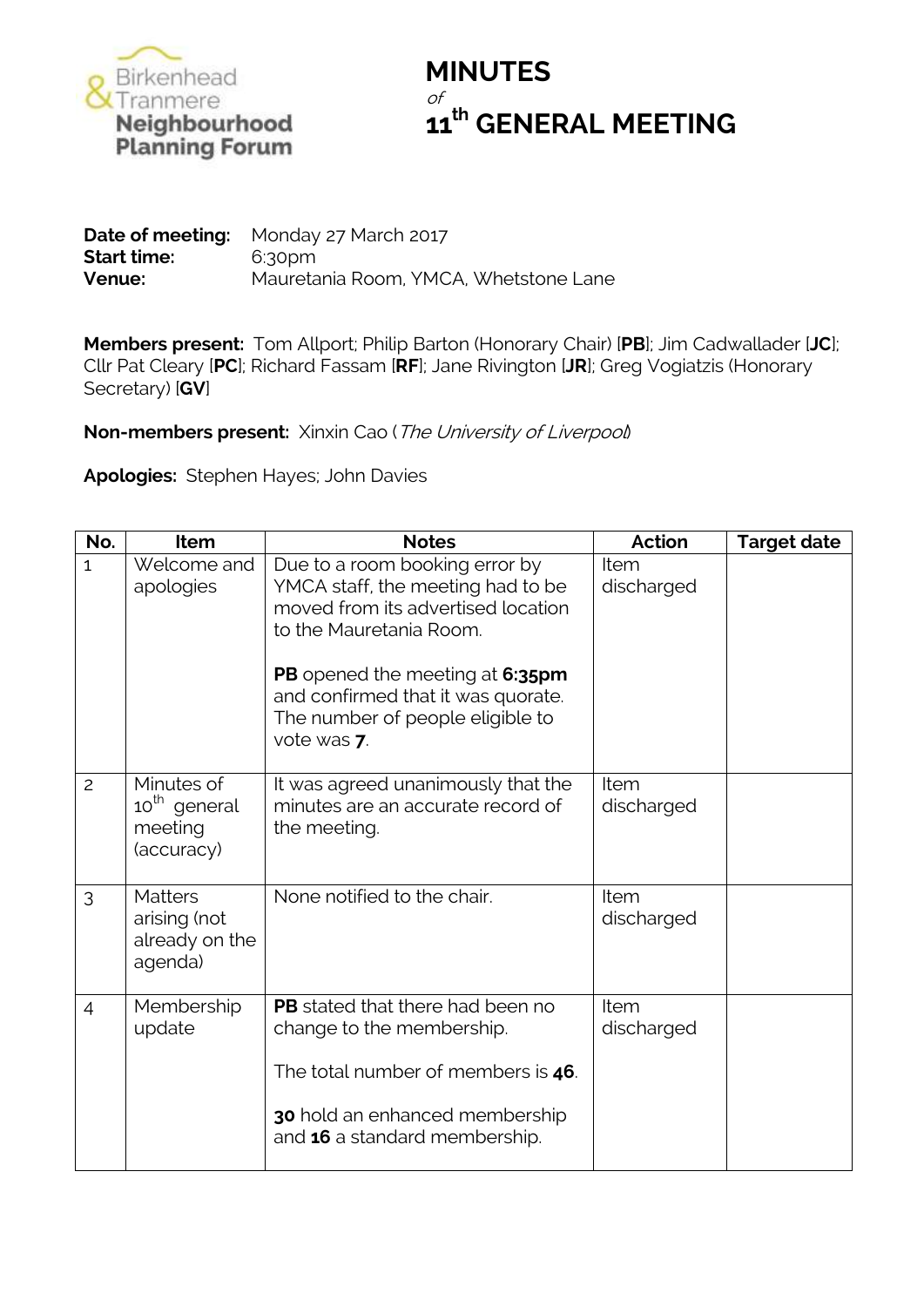Birkenhead & Tranmere **Neighbourhood Planning Forum**

# MINUTES

*of*

# 11th GENERAL MEETING

**Date of meeting:** Monday 27 March 2017
**Start time:** 6:30pm
**Venue:** Mauretania Room, YMCA, Whetstone Lane

**Members present:** Tom Allport; Philip Barton (Honorary Chair) [**PB**]; Jim Cadwallader [**JC**]; Cllr Pat Cleary [**PC**]; Richard Fassam [**RF**]; Jane Rivington [**JR**]; Greg Vogiatzis (Honorary Secretary) [**GV**]

**Non-members present:** Xinxin Cao (*The University of Liverpool*)

**Apologies:** Stephen Hayes; John Davies

| No. | Item | Notes | Action | Target date |
|---|---|---|---|---|
| 1 | Welcome and apologies | Due to a room booking error by YMCA staff, the meeting had to be moved from its advertised location to the Mauretania Room.<br><br>**PB** opened the meeting at **6:35pm** and confirmed that it was quorate. The number of people eligible to vote was **7**. | Item discharged | |
| 2 | Minutes of 10th general meeting (accuracy) | It was agreed unanimously that the minutes are an accurate record of the meeting. | Item discharged | |
| 3 | Matters arising (not already on the agenda) | None notified to the chair. | Item discharged | |
| 4 | Membership update | **PB** stated that there had been no change to the membership.<br><br>The total number of members is **46**.<br><br>**30** hold an enhanced membership and **16** a standard membership. | Item discharged | |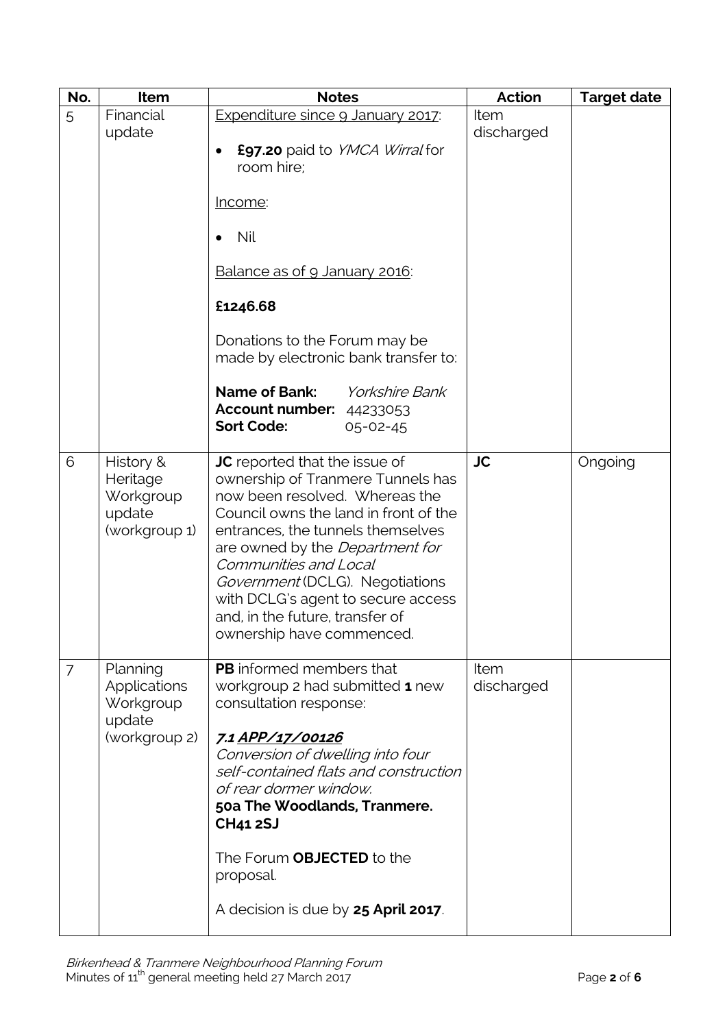| No. | Item | Notes | Action | Target date |
|---|---|---|---|---|
| 5 | Financial update | <u>Expenditure since 9 January 2017</u>:<br>• **£97.20** paid to *YMCA Wirral* for room hire;<br><br><u>Income</u>:<br>• Nil<br><br><u>Balance as of 9 January 2016</u>:<br><br>**£1246.68**<br><br>Donations to the Forum may be made by electronic bank transfer to:<br><br>**Name of Bank:** *Yorkshire Bank*<br>**Account number:** 44233053<br>**Sort Code:** 05-02-45 | Item discharged | |
| 6 | History & Heritage Workgroup update (workgroup 1) | **JC** reported that the issue of ownership of Tranmere Tunnels has now been resolved. Whereas the Council owns the land in front of the entrances, the tunnels themselves are owned by the *Department for Communities and Local Government* (DCLG). Negotiations with DCLG's agent to secure access and, in the future, transfer of ownership have commenced. | **JC** | Ongoing |
| 7 | Planning Applications Workgroup update (workgroup 2) | **PB** informed members that workgroup 2 had submitted **1** new consultation response:<br><br>***7.1 <u>APP/17/00126</u>***<br>*Conversion of dwelling into four self-contained flats and construction of rear dormer window.*<br>**50a The Woodlands, Tranmere. CH41 2SJ**<br><br>The Forum **OBJECTED** to the proposal.<br><br>A decision is due by **25 April 2017**. | Item discharged | |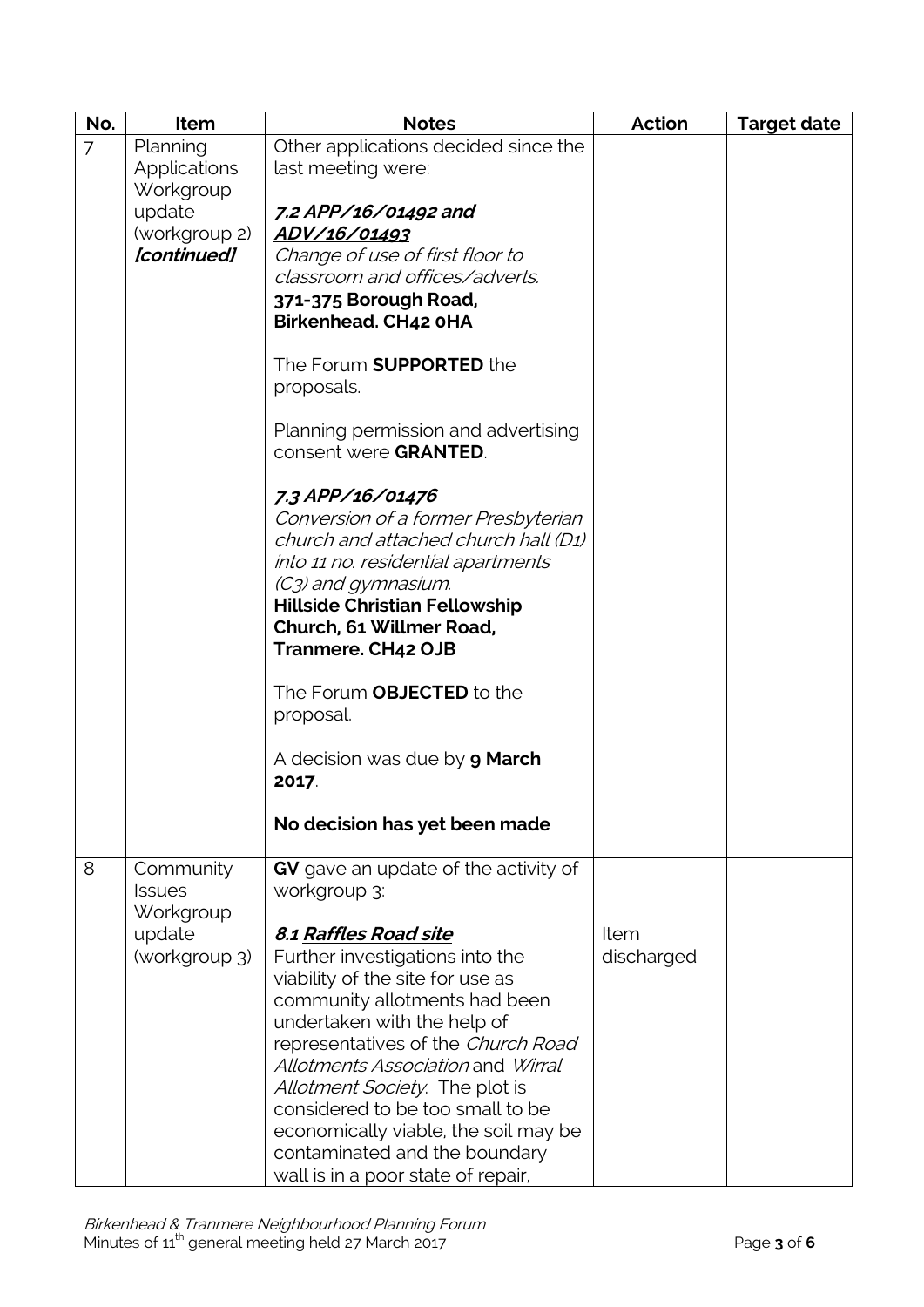| No. | Item | Notes | Action | Target date |
|---|---|---|---|---|
| 7 | Planning Applications Workgroup update (workgroup 2) ***[continued]*** | Other applications decided since the last meeting were:<br><br>***7.2 <u>APP/16/01492 and ADV/16/01493</u>***<br>*Change of use of first floor to classroom and offices/adverts.*<br>**371-375 Borough Road, Birkenhead. CH42 0HA**<br><br>The Forum **SUPPORTED** the proposals.<br><br>Planning permission and advertising consent were **GRANTED**.<br><br>***7.3 <u>APP/16/01476</u>***<br>*Conversion of a former Presbyterian church and attached church hall (D1) into 11 no. residential apartments (C3) and gymnasium.*<br>**Hillside Christian Fellowship Church, 61 Willmer Road, Tranmere. CH42 OJB**<br><br>The Forum **OBJECTED** to the proposal.<br><br>A decision was due by **9 March 2017**.<br><br>**No decision has yet been made** | | |
| 8 | Community Issues Workgroup update (workgroup 3) | **GV** gave an update of the activity of workgroup 3:<br><br>***8.1 <u>Raffles Road site</u>***<br>Further investigations into the viability of the site for use as community allotments had been undertaken with the help of representatives of the *Church Road Allotments Association* and *Wirral Allotment Society*. The plot is considered to be too small to be economically viable, the soil may be contaminated and the boundary wall is in a poor state of repair, | Item discharged | |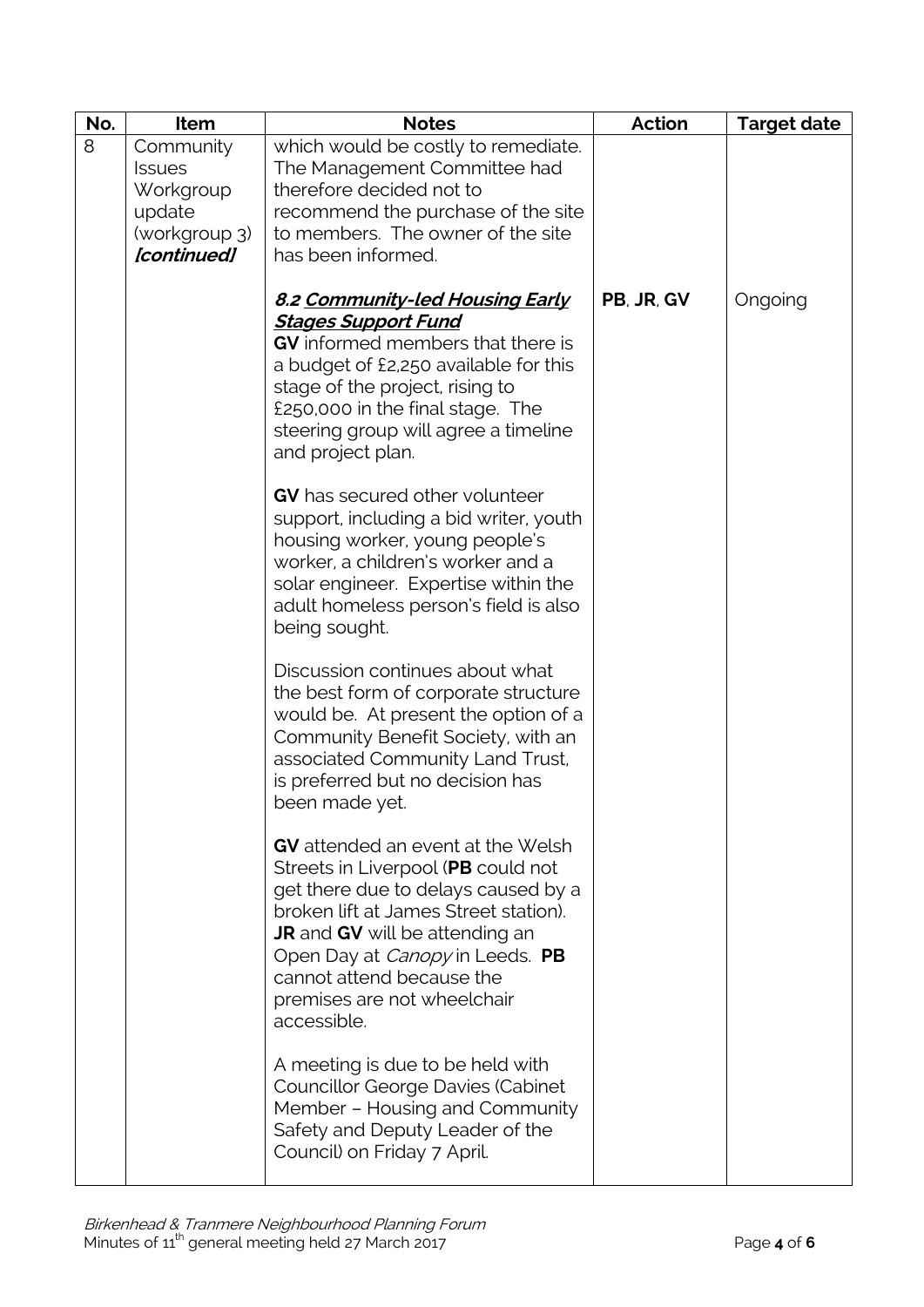| No. | Item | Notes | Action | Target date |
|---|---|---|---|---|
| 8 | Community Issues Workgroup update (workgroup 3) ***[continued]*** | which would be costly to remediate. The Management Committee had therefore decided not to recommend the purchase of the site to members. The owner of the site has been informed. | | |
| | | ***8.2 <u>Community-led Housing Early Stages Support Fund</u>*** <br> **GV** informed members that there is a budget of £2,250 available for this stage of the project, rising to £250,000 in the final stage. The steering group will agree a timeline and project plan. <br><br> **GV** has secured other volunteer support, including a bid writer, youth housing worker, young people's worker, a children's worker and a solar engineer. Expertise within the adult homeless person's field is also being sought. <br><br> Discussion continues about what the best form of corporate structure would be. At present the option of a Community Benefit Society, with an associated Community Land Trust, is preferred but no decision has been made yet. <br><br> **GV** attended an event at the Welsh Streets in Liverpool (**PB** could not get there due to delays caused by a broken lift at James Street station). **JR** and **GV** will be attending an Open Day at *Canopy* in Leeds. **PB** cannot attend because the premises are not wheelchair accessible. <br><br> A meeting is due to be held with Councillor George Davies (Cabinet Member – Housing and Community Safety and Deputy Leader of the Council) on Friday 7 April. | **PB**, **JR**, **GV** | Ongoing |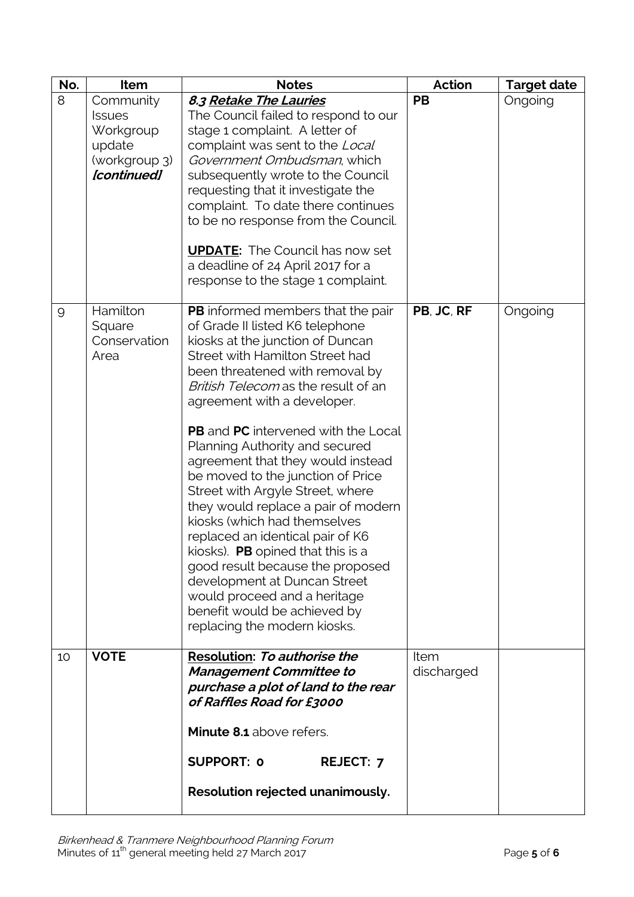| No. | Item | Notes | Action | Target date |
|---|---|---|---|---|
| 8 | Community Issues Workgroup update (workgroup 3) ***[continued]*** | ***8.3 <u>Retake The Lauries</u>***<br>The Council failed to respond to our stage 1 complaint. A letter of complaint was sent to the *Local Government Ombudsman*, which subsequently wrote to the Council requesting that it investigate the complaint. To date there continues to be no response from the Council.<br><br>**<u>UPDATE</u>:** The Council has now set a deadline of 24 April 2017 for a response to the stage 1 complaint. | **PB** | Ongoing |
| 9 | Hamilton Square Conservation Area | **PB** informed members that the pair of Grade II listed K6 telephone kiosks at the junction of Duncan Street with Hamilton Street had been threatened with removal by *British Telecom* as the result of an agreement with a developer.<br><br>**PB** and **PC** intervened with the Local Planning Authority and secured agreement that they would instead be moved to the junction of Price Street with Argyle Street, where they would replace a pair of modern kiosks (which had themselves replaced an identical pair of K6 kiosks). **PB** opined that this is a good result because the proposed development at Duncan Street would proceed and a heritage benefit would be achieved by replacing the modern kiosks. | **PB**, **JC**, **RF** | Ongoing |
| 10 | **VOTE** | **<u>Resolution</u>: *To authorise the Management Committee to purchase a plot of land to the rear of Raffles Road for £3000***<br><br>**Minute 8.1** above refers.<br><br>**SUPPORT: 0** **REJECT: 7**<br><br>**Resolution rejected unanimously.** | Item discharged | |

*Birkenhead & Tranmere Neighbourhood Planning Forum*
Minutes of 11th general meeting held 27 March 2017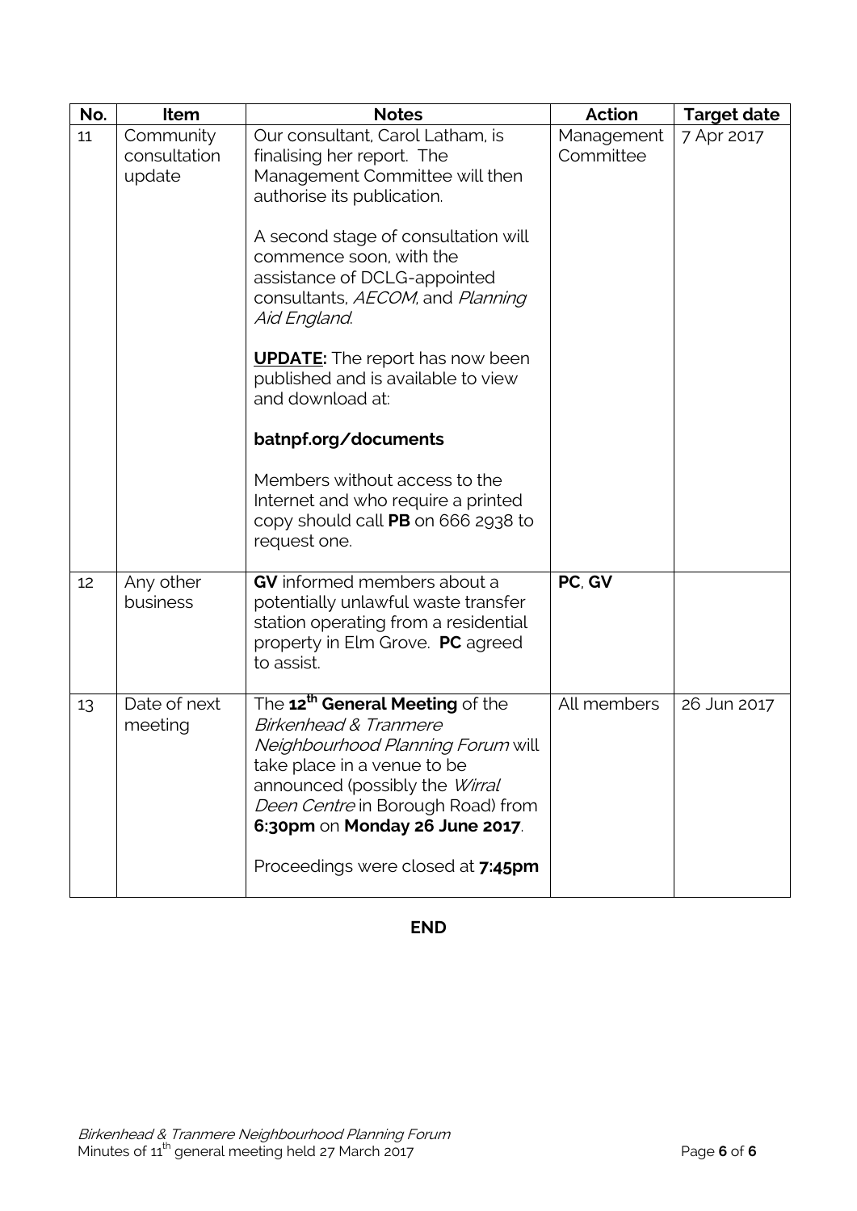| No. | Item | Notes | Action | Target date |
|---|---|---|---|---|
| 11 | Community consultation update | Our consultant, Carol Latham, is finalising her report. The Management Committee will then authorise its publication.<br><br>A second stage of consultation will commence soon, with the assistance of DCLG-appointed consultants, *AECOM*, and *Planning Aid England*.<br><br>**UPDATE:** The report has now been published and is available to view and download at:<br><br>**batnpf.org/documents**<br><br>Members without access to the Internet and who require a printed copy should call **PB** on 666 2938 to request one. | Management Committee | 7 Apr 2017 |
| 12 | Any other business | **GV** informed members about a potentially unlawful waste transfer station operating from a residential property in Elm Grove. **PC** agreed to assist. | **PC**, **GV** | |
| 13 | Date of next meeting | The **12th General Meeting** of the *Birkenhead & Tranmere Neighbourhood Planning Forum* will take place in a venue to be announced (possibly the *Wirral Deen Centre* in Borough Road) from **6:30pm** on **Monday 26 June 2017**.<br><br>Proceedings were closed at **7:45pm** | All members | 26 Jun 2017 |

**END**